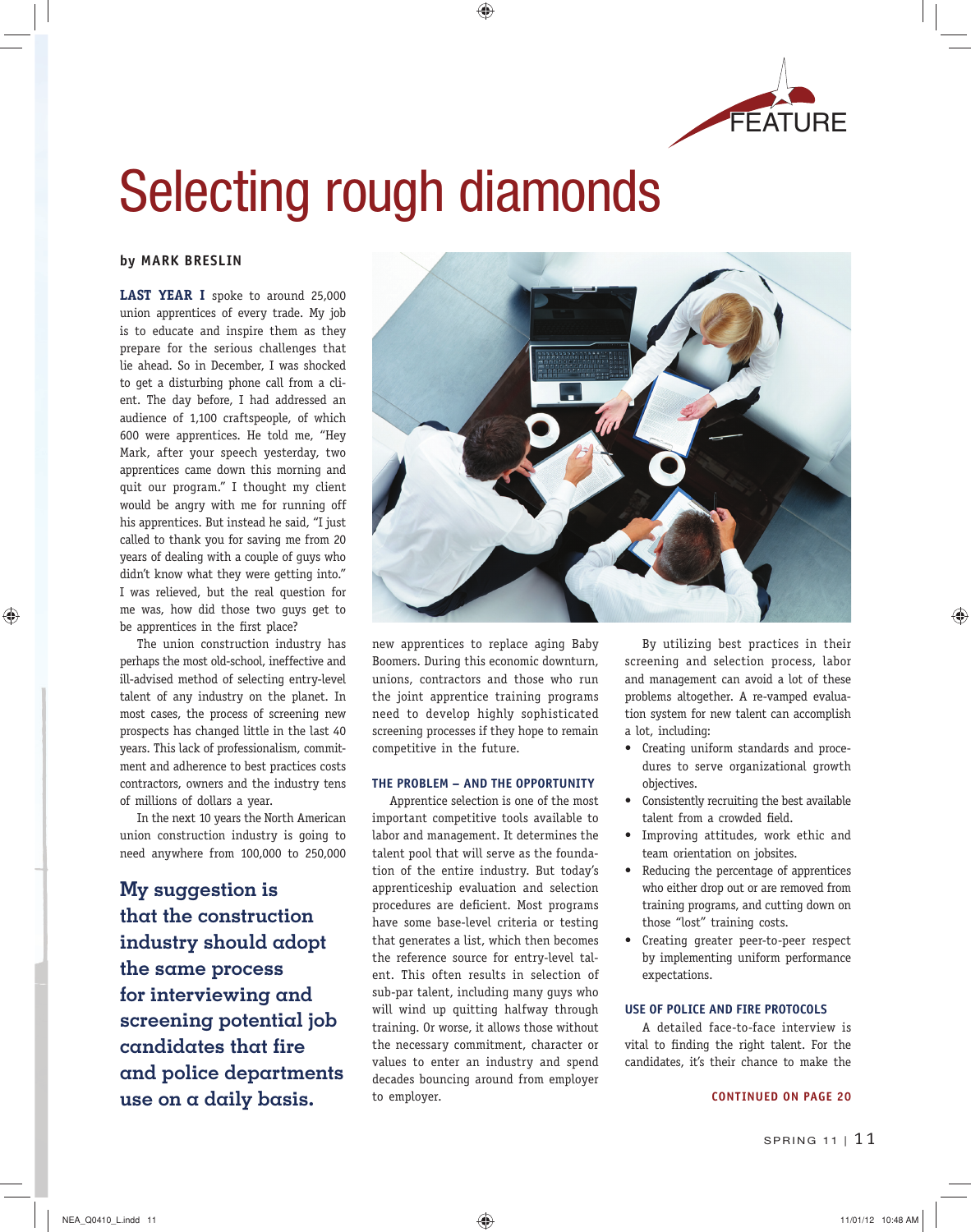FEATURE

# Selecting rough diamonds

**by MARK BRESLIN**

**LAST YEAR I** spoke to around 25,000 union apprentices of every trade. My job is to educate and inspire them as they prepare for the serious challenges that lie ahead. So in December, I was shocked to get a disturbing phone call from a client. The day before, I had addressed an audience of 1,100 craftspeople, of which 600 were apprentices. He told me, "Hey Mark, after your speech yesterday, two apprentices came down this morning and quit our program." I thought my client would be angry with me for running off his apprentices. But instead he said, "I just called to thank you for saving me from 20 years of dealing with a couple of guys who didn't know what they were getting into." I was relieved, but the real question for me was, how did those two guys get to be apprentices in the first place?

The union construction industry has perhaps the most old-school, ineffective and ill-advised method of selecting entry-level talent of any industry on the planet. In most cases, the process of screening new prospects has changed little in the last 40 years. This lack of professionalism, commitment and adherence to best practices costs contractors, owners and the industry tens of millions of dollars a year.

In the next 10 years the North American union construction industry is going to need anywhere from 100,000 to 250,000 new apprentices to replace aging Baby Boomers. During this economic downturn, unions, contractors and those who run the joint apprentice training programs need to develop highly sophisticated screening processes if they hope to remain competitive in the future.

**My suggestion is that the construction industry should adopt the same process for interviewing and screening potential job candidates that fire and police departments use on a daily basis.**

### THE PROBLEM – AND THE OPPORTUNITY

Apprentice selection is one of the most important competitive tools available to labor and management. It determines the talent pool that will serve as the foundation of the entire industry. But today's apprenticeship evaluation and selection procedures are deficient. Most programs have some base-level criteria or testing that generates a list, which then becomes the reference source for entry-level talent. This often results in selection of sub-par talent, including many guys who will wind up quitting halfway through training. Or worse, it allows those without the necessary commitment, character or values to enter an industry and spend decades bouncing around from employer to employer.

By utilizing best practices in their screening and selection process, labor and management can avoid a lot of these problems altogether. A re-vamped evaluation system for new talent can accomplish a lot, including:

- Creating uniform standards and procedures to serve organizational growth objectives.
- Consistently recruiting the best available talent from a crowded field.
- Improving attitudes, work ethic and team orientation on jobsites.
- Reducing the percentage of apprentices who either drop out or are removed from training programs, and cutting down on those "lost" training costs.
- Creating greater peer-to-peer respect by implementing uniform performance expectations.

### USE OF POLICE AND FIRE PROTOCOLS

A detailed face-to-face interview is vital to finding the right talent. For the candidates, it's their chance to make the

CONTINUED ON PAGE 20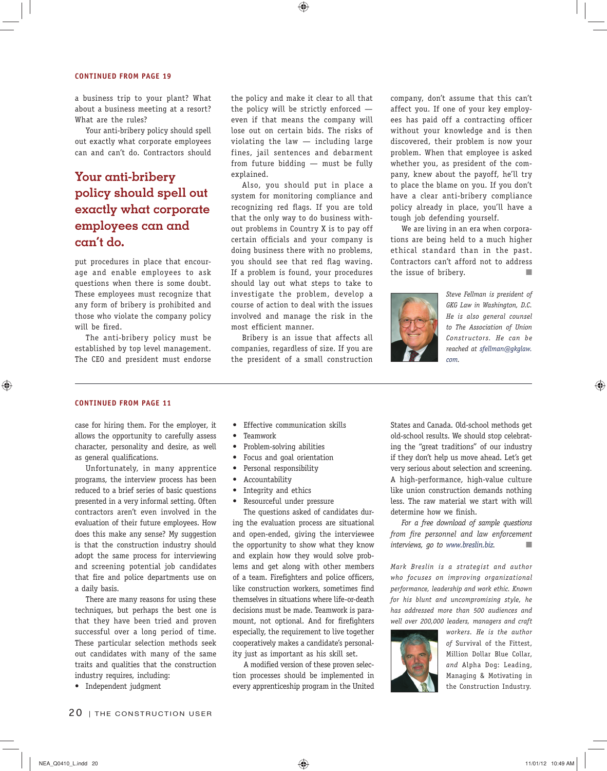**CONTINUED FROM PAGE 19**

a business trip to your plant? What about a business meeting at a resort? What are the rules?

Your anti-bribery policy should spell out exactly what corporate employees can and can't do. Contractors should

## Your anti-bribery policy should spell out exactly what corporate employees can and can't do.

put procedures in place that encourage and enable employees to ask questions when there is some doubt. These employees must recognize that any form of bribery is prohibited and those who violate the company policy will be fired.

The anti-bribery policy must be established by top level management. The CEO and president must endorse the policy and make it clear to all that the policy will be strictly enforced — even if that means the company will lose out on certain bids. The risks of violating the law — including large fines, jail sentences and debarment from future bidding — must be fully explained.

Also, you should put in place a system for monitoring compliance and recognizing red flags. If you are told that the only way to do business without problems in Country X is to pay off certain officials and your company is doing business there with no problems, you should see that red flag waving. If a problem is found, your procedures should lay out what steps to take to investigate the problem, develop a course of action to deal with the issues involved and manage the risk in the most efficient manner.

Bribery is an issue that affects all companies, regardless of size. If you are the president of a small construction company, don't assume that this can't affect you. If one of your key employees has paid off a contracting officer without your knowledge and is then discovered, their problem is now your problem. When that employee is asked whether you, as president of the company, knew about the payoff, he'll try to place the blame on you. If you don't have a clear anti-bribery compliance policy already in place, you'll have a tough job defending yourself.

We are living in an era when corporations are being held to a much higher ethical standard than in the past. Contractors can't afford not to address the issue of bribery. ■

*Steve Fellman is president of GKG Law in Washington, D.C. He is also general counsel to The Association of Union Constructors. He can be reached at sfellman@gkglaw.com.*

---

**CONTINUED FROM PAGE 11**

case for hiring them. For the employer, it allows the opportunity to carefully assess character, personality and desire, as well as general qualifications.

Unfortunately, in many apprentice programs, the interview process has been reduced to a brief series of basic questions presented in a very informal setting. Often contractors aren't even involved in the evaluation of their future employees. How does this make any sense? My suggestion is that the construction industry should adopt the same process for interviewing and screening potential job candidates that fire and police departments use on a daily basis.

There are many reasons for using these techniques, but perhaps the best one is that they have been tried and proven successful over a long period of time. These particular selection methods seek out candidates with many of the same traits and qualities that the construction industry requires, including:

- Independent judgment
- Effective communication skills
- Teamwork
- Problem-solving abilities
- Focus and goal orientation
- Personal responsibility
- Accountability
- Integrity and ethics
- Resourceful under pressure

The questions asked of candidates during the evaluation process are situational and open-ended, giving the interviewee the opportunity to show what they know and explain how they would solve problems and get along with other members of a team. Firefighters and police officers, like construction workers, sometimes find themselves in situations where life-or-death decisions must be made. Teamwork is paramount, not optional. And for firefighters especially, the requirement to live together cooperatively makes a candidate's personality just as important as his skill set.

A modified version of these proven selection processes should be implemented in every apprenticeship program in the United States and Canada. Old-school methods get old-school results. We should stop celebrating the "great traditions" of our industry if they don't help us move ahead. Let's get very serious about selection and screening. A high-performance, high-value culture like union construction demands nothing less. The raw material we start with will determine how we finish.

*For a free download of sample questions from fire personnel and law enforcement interviews, go to www.breslin.biz.* ■

*Mark Breslin is a strategist and author who focuses on improving organizational performance, leadership and work ethic. Known for his blunt and uncompromising style, he has addressed more than 500 audiences and well over 200,000 leaders, managers and craft workers. He is the author of* Survival of the Fittest, Million Dollar Blue Collar, *and* Alpha Dog: Leading, Managing & Motivating in the Construction Industry.